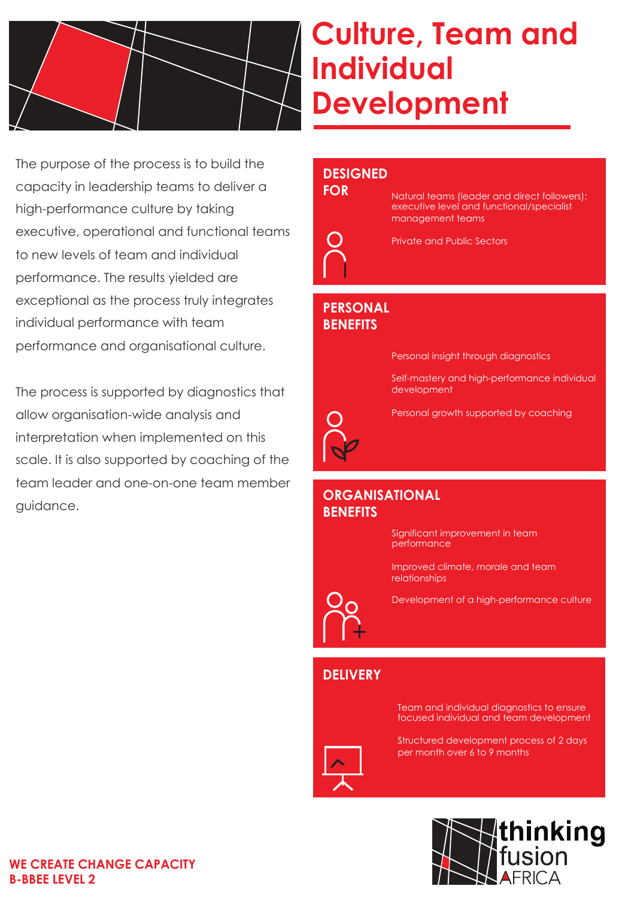# Culture, Team and Individual Development

The purpose of the process is to build the capacity in leadership teams to deliver a high-performance culture by taking executive, operational and functional teams to new levels of team and individual performance. The results yielded are exceptional as the process truly integrates individual performance with team performance and organisational culture.

The process is supported by diagnostics that allow organisation-wide analysis and interpretation when implemented on this scale. It is also supported by coaching of the team leader and one-on-one team member guidance.

## DESIGNED FOR

Natural teams (leader and direct followers): executive level and functional/specialist management teams

Private and Public Sectors

## PERSONAL BENEFITS

Personal insight through diagnostics

Self-mastery and high-performance individual development

Personal growth supported by coaching

## ORGANISATIONAL BENEFITS

Significant improvement in team performance

Improved climate, morale and team relationships

Development of a high-performance culture

## DELIVERY

Team and individual diagnostics to ensure focused individual and team development

Structured development process of 2 days per month over 6 to 9 months

**WE CREATE CHANGE CAPACITY**
**B-BBEE LEVEL 2**

thinking fusion AFRICA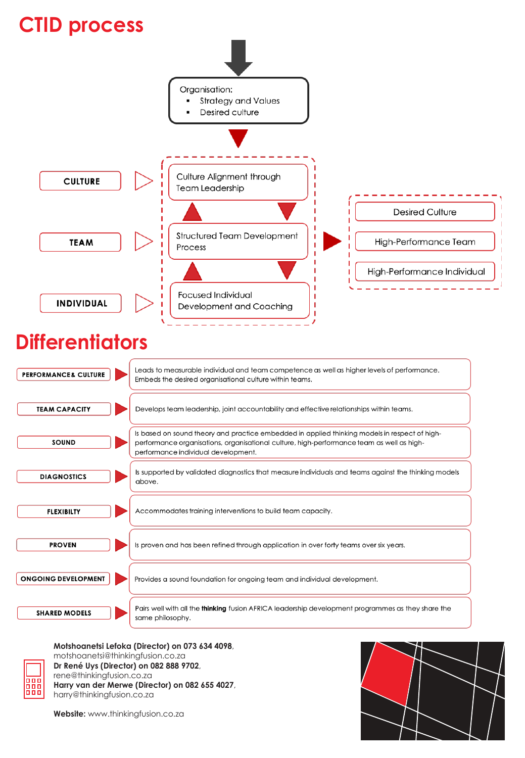# CTID process

Organisation:
- Strategy and Values
- Desired culture

CULTURE

TEAM

INDIVIDUAL

Culture Alignment through Team Leadership

Structured Team Development Process

Focused Individual Development and Coaching

Desired Culture

High-Performance Team

High-Performance Individual

# Differentiators

| | |
|---|---|
| **PERFORMANCE & CULTURE** | Leads to measurable individual and team competence as well as higher levels of performance. Embeds the desired organisational culture within teams. |
| **TEAM CAPACITY** | Develops team leadership, joint accountability and effective relationships within teams. |
| **SOUND** | Is based on sound theory and practice embedded in applied thinking models in respect of high-performance organisations, organisational culture, high-performance team as well as high-performance individual development. |
| **DIAGNOSTICS** | Is supported by validated diagnostics that measure individuals and teams against the thinking models above. |
| **FLEXIBILTY** | Accommodates training interventions to build team capacity. |
| **PROVEN** | Is proven and has been refined through application in over forty teams over six years. |
| **ONGOING DEVELOPMENT** | Provides a sound foundation for ongoing team and individual development. |
| **SHARED MODELS** | Pairs well with all the **thinking** fusion AFRICA leadership development programmes as they share the same philosophy. |

**Motshoanetsi Lefoka (Director) on 073 634 4098**,
motshoanetsi@thinkingfusion.co.za
**Dr René Uys (Director) on 082 888 9702**,
rene@thinkingfusion.co.za
**Harry van der Merwe (Director) on 082 655 4027**,
harry@thinkingfusion.co.za

**Website:** www.thinkingfusion.co.za